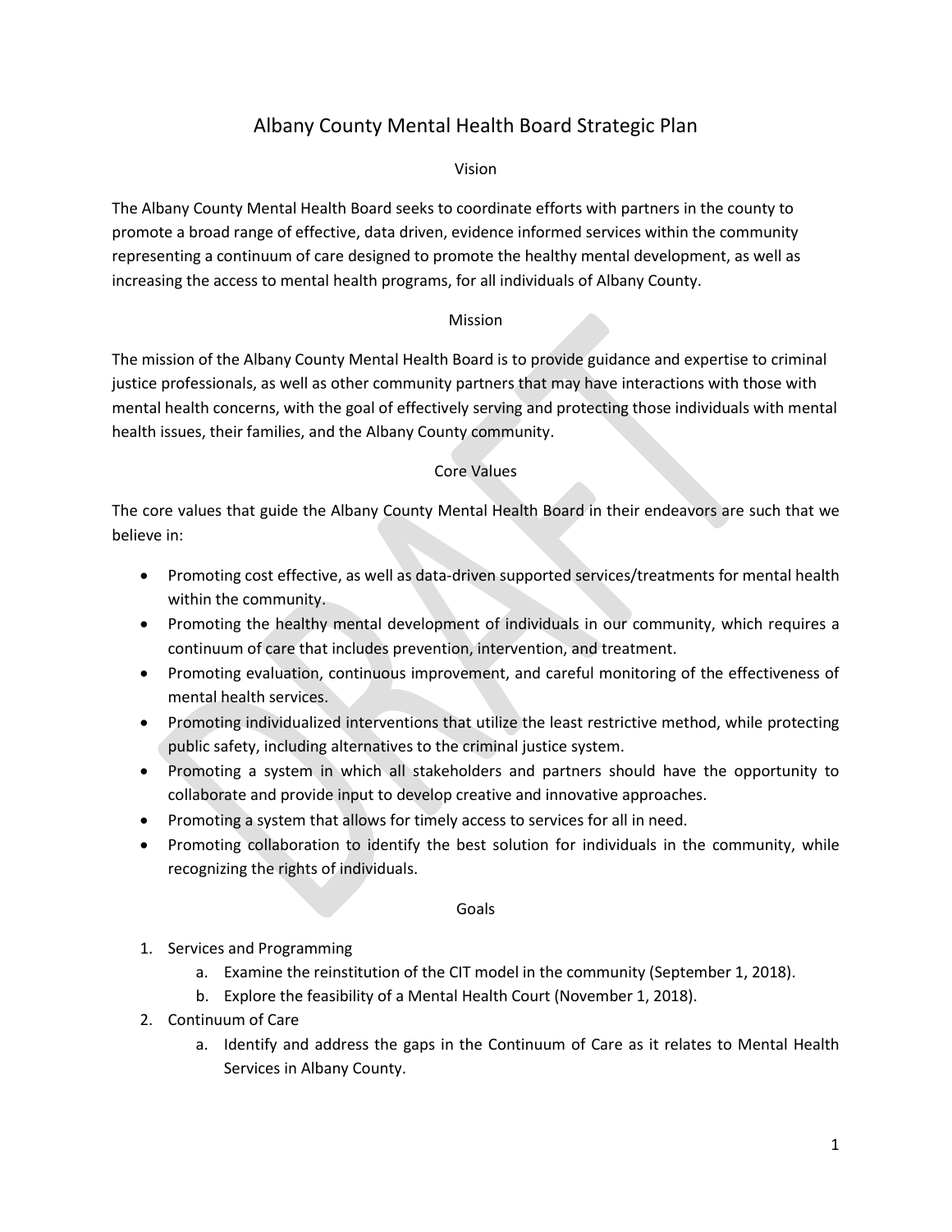# Albany County Mental Health Board Strategic Plan

## Vision

The Albany County Mental Health Board seeks to coordinate efforts with partners in the county to promote a broad range of effective, data driven, evidence informed services within the community representing a continuum of care designed to promote the healthy mental development, as well as increasing the access to mental health programs, for all individuals of Albany County.

## Mission

The mission of the Albany County Mental Health Board is to provide guidance and expertise to criminal justice professionals, as well as other community partners that may have interactions with those with mental health concerns, with the goal of effectively serving and protecting those individuals with mental health issues, their families, and the Albany County community.

## Core Values

The core values that guide the Albany County Mental Health Board in their endeavors are such that we believe in:

- Promoting cost effective, as well as data-driven supported services/treatments for mental health within the community.
- Promoting the healthy mental development of individuals in our community, which requires a continuum of care that includes prevention, intervention, and treatment.
- Promoting evaluation, continuous improvement, and careful monitoring of the effectiveness of mental health services.
- Promoting individualized interventions that utilize the least restrictive method, while protecting public safety, including alternatives to the criminal justice system.
- Promoting a system in which all stakeholders and partners should have the opportunity to collaborate and provide input to develop creative and innovative approaches.
- Promoting a system that allows for timely access to services for all in need.
- Promoting collaboration to identify the best solution for individuals in the community, while recognizing the rights of individuals.

## Goals

1. Services and Programming
   a. Examine the reinstitution of the CIT model in the community (September 1, 2018).
   b. Explore the feasibility of a Mental Health Court (November 1, 2018).
2. Continuum of Care
   a. Identify and address the gaps in the Continuum of Care as it relates to Mental Health Services in Albany County.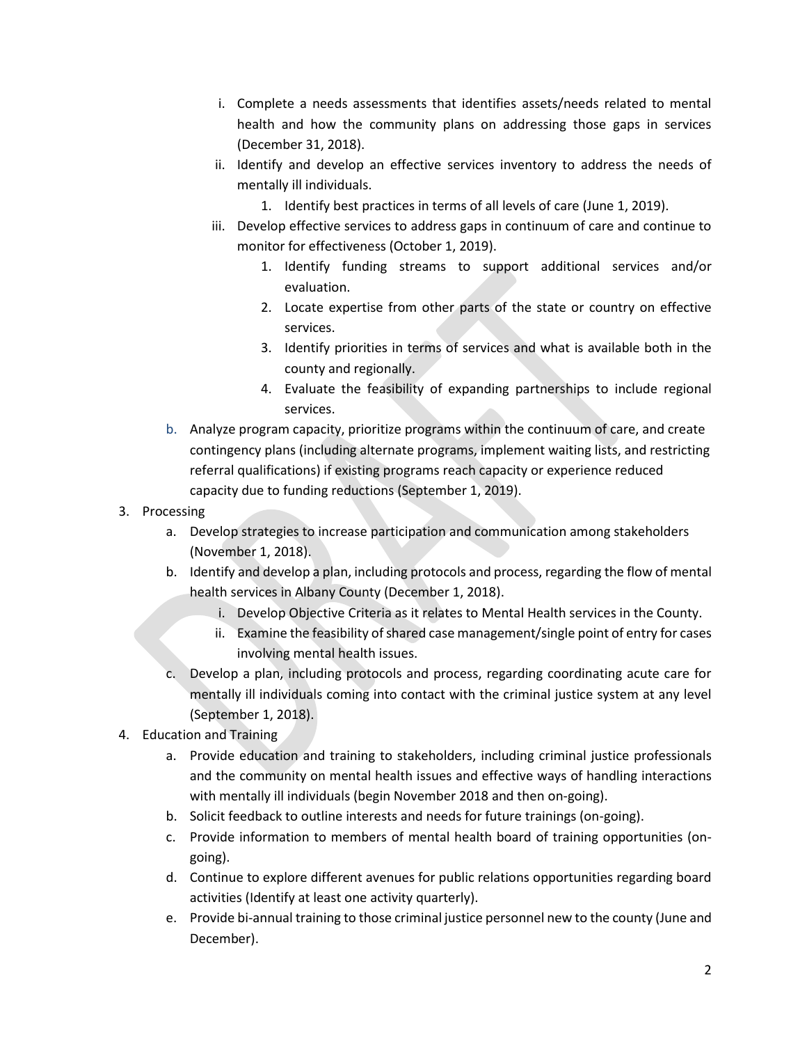i. Complete a needs assessments that identifies assets/needs related to mental health and how the community plans on addressing those gaps in services (December 31, 2018).
   ii. Identify and develop an effective services inventory to address the needs of mentally ill individuals.
      1. Identify best practices in terms of all levels of care (June 1, 2019).
   iii. Develop effective services to address gaps in continuum of care and continue to monitor for effectiveness (October 1, 2019).
      1. Identify funding streams to support additional services and/or evaluation.
      2. Locate expertise from other parts of the state or country on effective services.
      3. Identify priorities in terms of services and what is available both in the county and regionally.
      4. Evaluate the feasibility of expanding partnerships to include regional services.

b. Analyze program capacity, prioritize programs within the continuum of care, and create contingency plans (including alternate programs, implement waiting lists, and restricting referral qualifications) if existing programs reach capacity or experience reduced capacity due to funding reductions (September 1, 2019).

3. Processing
   a. Develop strategies to increase participation and communication among stakeholders (November 1, 2018).
   b. Identify and develop a plan, including protocols and process, regarding the flow of mental health services in Albany County (December 1, 2018).
      i. Develop Objective Criteria as it relates to Mental Health services in the County.
      ii. Examine the feasibility of shared case management/single point of entry for cases involving mental health issues.
   c. Develop a plan, including protocols and process, regarding coordinating acute care for mentally ill individuals coming into contact with the criminal justice system at any level (September 1, 2018).
4. Education and Training
   a. Provide education and training to stakeholders, including criminal justice professionals and the community on mental health issues and effective ways of handling interactions with mentally ill individuals (begin November 2018 and then on-going).
   b. Solicit feedback to outline interests and needs for future trainings (on-going).
   c. Provide information to members of mental health board of training opportunities (on-going).
   d. Continue to explore different avenues for public relations opportunities regarding board activities (Identify at least one activity quarterly).
   e. Provide bi-annual training to those criminal justice personnel new to the county (June and December).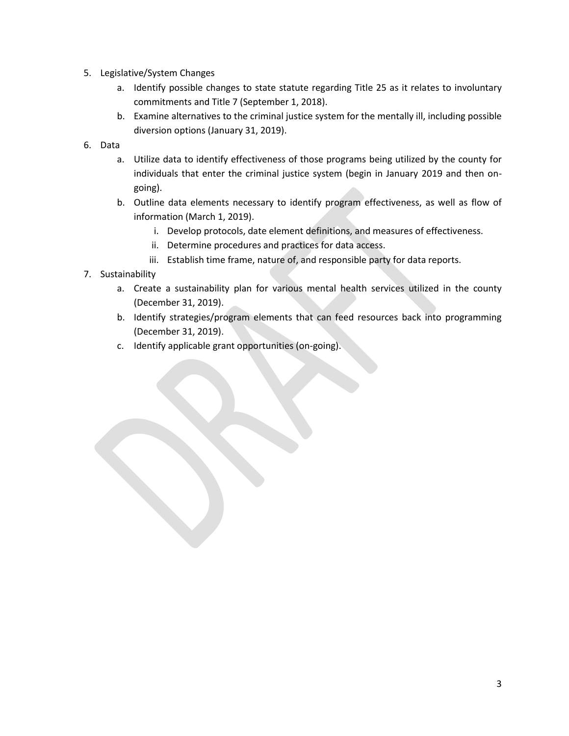5. Legislative/System Changes
    a. Identify possible changes to state statute regarding Title 25 as it relates to involuntary commitments and Title 7 (September 1, 2018).
    b. Examine alternatives to the criminal justice system for the mentally ill, including possible diversion options (January 31, 2019).
6. Data
    a. Utilize data to identify effectiveness of those programs being utilized by the county for individuals that enter the criminal justice system (begin in January 2019 and then on-going).
    b. Outline data elements necessary to identify program effectiveness, as well as flow of information (March 1, 2019).
        i. Develop protocols, date element definitions, and measures of effectiveness.
        ii. Determine procedures and practices for data access.
        iii. Establish time frame, nature of, and responsible party for data reports.
7. Sustainability
    a. Create a sustainability plan for various mental health services utilized in the county (December 31, 2019).
    b. Identify strategies/program elements that can feed resources back into programming (December 31, 2019).
    c. Identify applicable grant opportunities (on-going).